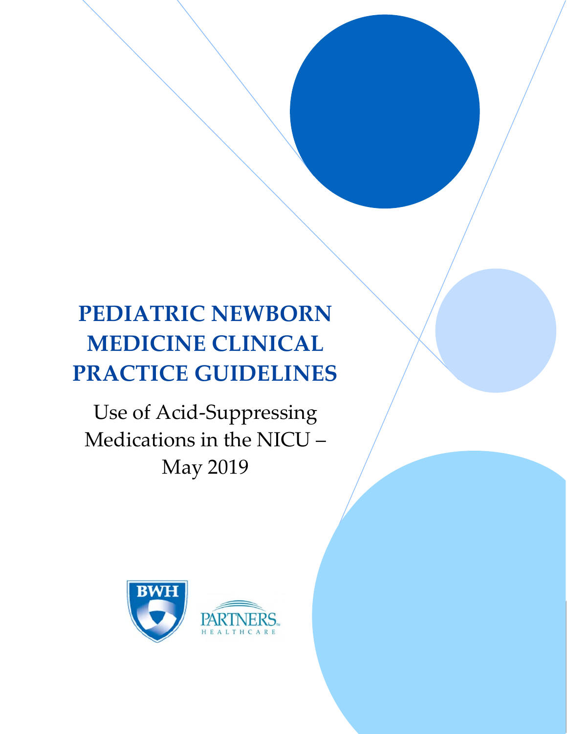# PEDIATRIC NEWBORN MEDICINE CLINICAL PRACTICE GUIDELINES

Use of Acid-Suppressing Medications in the NICU – May 2019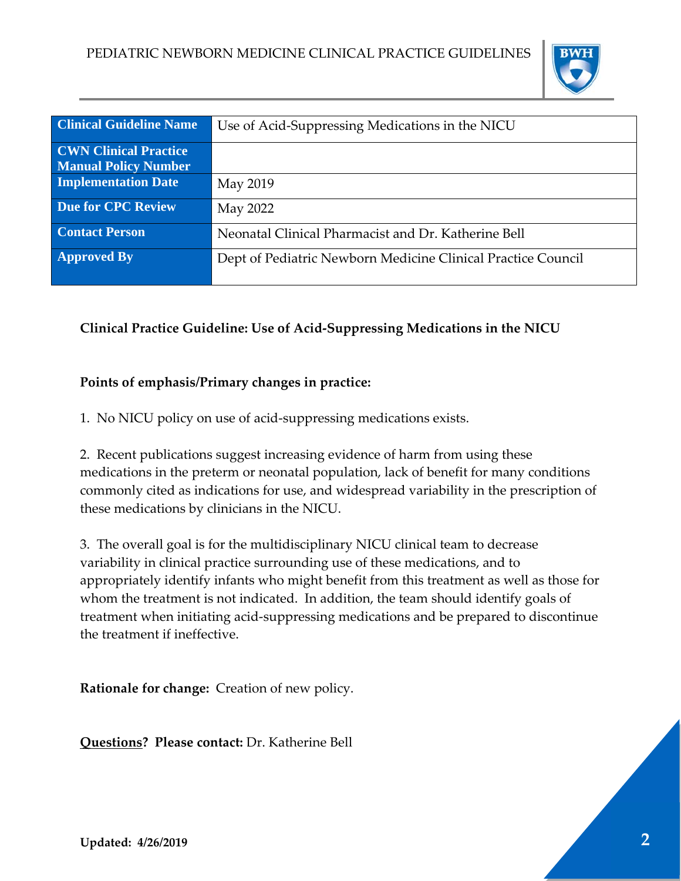| Clinical Guideline Name | Use of Acid-Suppressing Medications in the NICU |
|---|---|
| CWN Clinical Practice Manual Policy Number | |
| Implementation Date | May 2019 |
| Due for CPC Review | May 2022 |
| Contact Person | Neonatal Clinical Pharmacist and Dr. Katherine Bell |
| Approved By | Dept of Pediatric Newborn Medicine Clinical Practice Council |

**Clinical Practice Guideline: Use of Acid-Suppressing Medications in the NICU**

**Points of emphasis/Primary changes in practice:**

1. No NICU policy on use of acid-suppressing medications exists.

2. Recent publications suggest increasing evidence of harm from using these medications in the preterm or neonatal population, lack of benefit for many conditions commonly cited as indications for use, and widespread variability in the prescription of these medications by clinicians in the NICU.

3. The overall goal is for the multidisciplinary NICU clinical team to decrease variability in clinical practice surrounding use of these medications, and to appropriately identify infants who might benefit from this treatment as well as those for whom the treatment is not indicated. In addition, the team should identify goals of treatment when initiating acid-suppressing medications and be prepared to discontinue the treatment if ineffective.

**Rationale for change:** Creation of new policy.

**Questions? Please contact:** Dr. Katherine Bell

**Updated: 4/26/2019**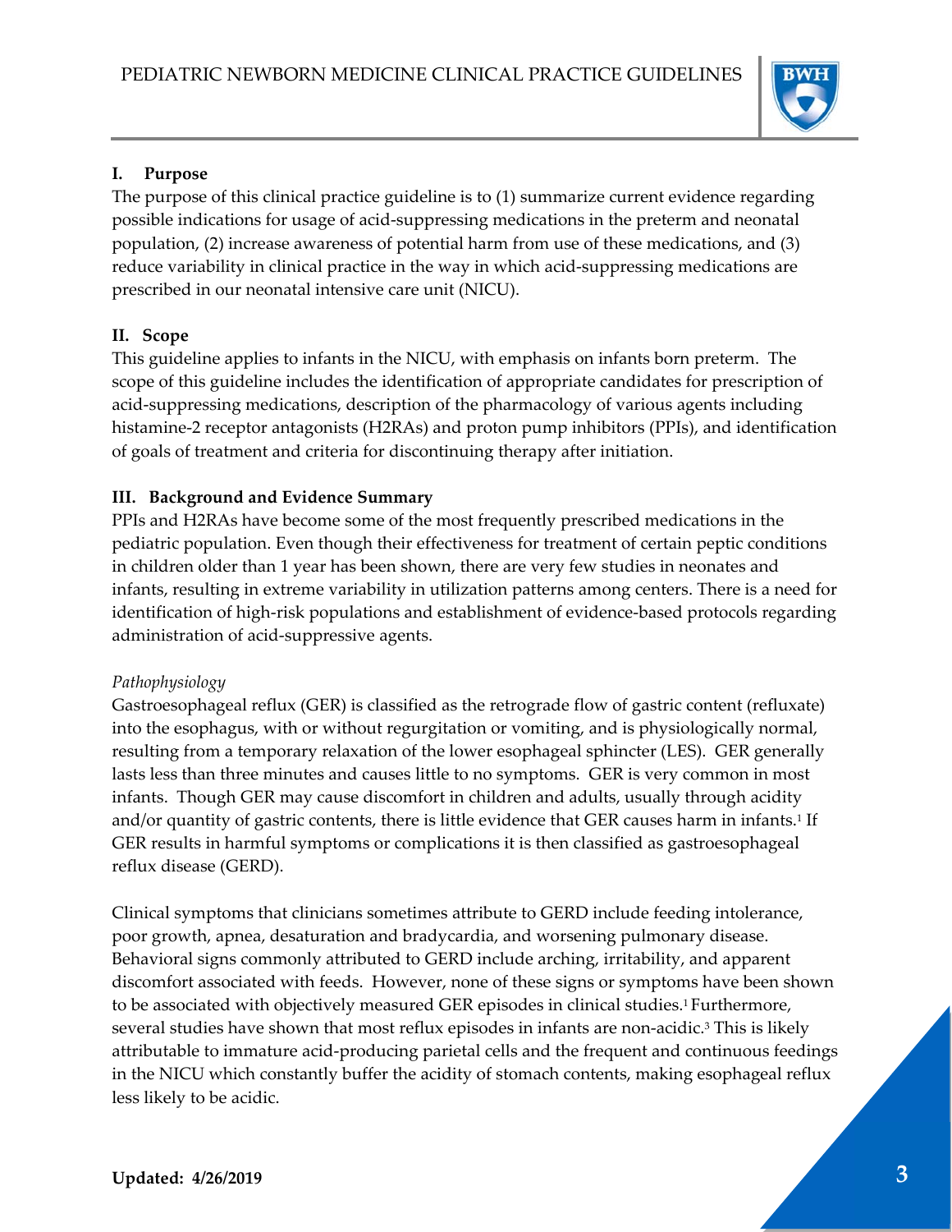## I. Purpose

The purpose of this clinical practice guideline is to (1) summarize current evidence regarding possible indications for usage of acid-suppressing medications in the preterm and neonatal population, (2) increase awareness of potential harm from use of these medications, and (3) reduce variability in clinical practice in the way in which acid-suppressing medications are prescribed in our neonatal intensive care unit (NICU).

## II. Scope

This guideline applies to infants in the NICU, with emphasis on infants born preterm. The scope of this guideline includes the identification of appropriate candidates for prescription of acid-suppressing medications, description of the pharmacology of various agents including histamine-2 receptor antagonists (H2RAs) and proton pump inhibitors (PPIs), and identification of goals of treatment and criteria for discontinuing therapy after initiation.

## III. Background and Evidence Summary

PPIs and H2RAs have become some of the most frequently prescribed medications in the pediatric population. Even though their effectiveness for treatment of certain peptic conditions in children older than 1 year has been shown, there are very few studies in neonates and infants, resulting in extreme variability in utilization patterns among centers. There is a need for identification of high-risk populations and establishment of evidence-based protocols regarding administration of acid-suppressive agents.

*Pathophysiology*

Gastroesophageal reflux (GER) is classified as the retrograde flow of gastric content (refluxate) into the esophagus, with or without regurgitation or vomiting, and is physiologically normal, resulting from a temporary relaxation of the lower esophageal sphincter (LES). GER generally lasts less than three minutes and causes little to no symptoms. GER is very common in most infants. Though GER may cause discomfort in children and adults, usually through acidity and/or quantity of gastric contents, there is little evidence that GER causes harm in infants.[1] If GER results in harmful symptoms or complications it is then classified as gastroesophageal reflux disease (GERD).

Clinical symptoms that clinicians sometimes attribute to GERD include feeding intolerance, poor growth, apnea, desaturation and bradycardia, and worsening pulmonary disease. Behavioral signs commonly attributed to GERD include arching, irritability, and apparent discomfort associated with feeds. However, none of these signs or symptoms have been shown to be associated with objectively measured GER episodes in clinical studies.[1] Furthermore, several studies have shown that most reflux episodes in infants are non-acidic.[3] This is likely attributable to immature acid-producing parietal cells and the frequent and continuous feedings in the NICU which constantly buffer the acidity of stomach contents, making esophageal reflux less likely to be acidic.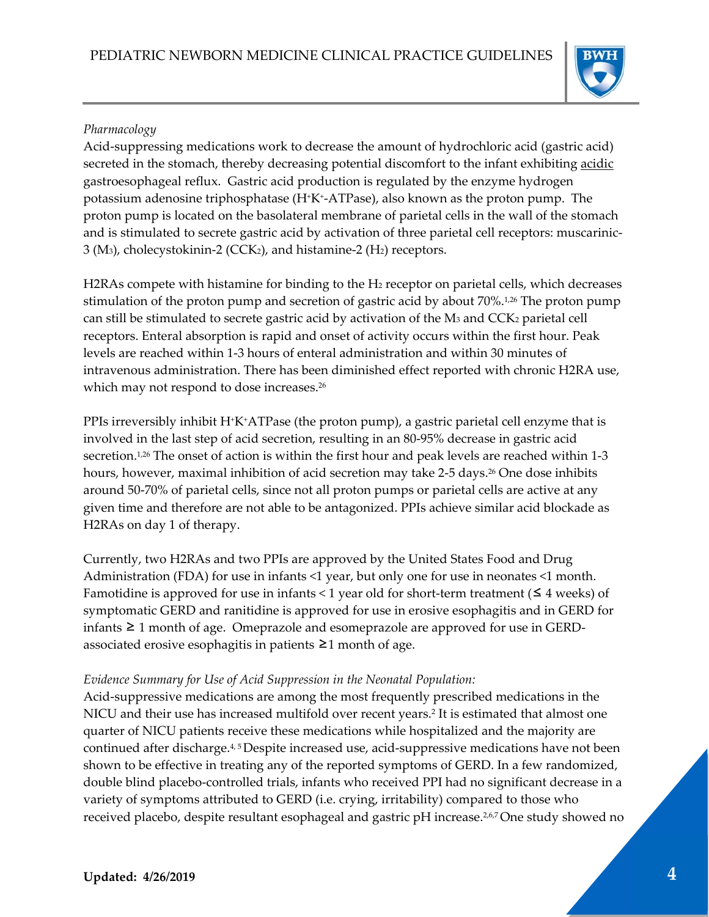*Pharmacology*

Acid-suppressing medications work to decrease the amount of hydrochloric acid (gastric acid) secreted in the stomach, thereby decreasing potential discomfort to the infant exhibiting acidic gastroesophageal reflux. Gastric acid production is regulated by the enzyme hydrogen potassium adenosine triphosphatase ($H^+K^+$-ATPase), also known as the proton pump. The proton pump is located on the basolateral membrane of parietal cells in the wall of the stomach and is stimulated to secrete gastric acid by activation of three parietal cell receptors: muscarinic-3 ($M_3$), cholecystokinin-2 ($CCK_2$), and histamine-2 ($H_2$) receptors.

H2RAs compete with histamine for binding to the $H_2$ receptor on parietal cells, which decreases stimulation of the proton pump and secretion of gastric acid by about 70%.[1,26] The proton pump can still be stimulated to secrete gastric acid by activation of the $M_3$ and $CCK_2$ parietal cell receptors. Enteral absorption is rapid and onset of activity occurs within the first hour. Peak levels are reached within 1-3 hours of enteral administration and within 30 minutes of intravenous administration. There has been diminished effect reported with chronic H2RA use, which may not respond to dose increases.[26]

PPIs irreversibly inhibit $H^+K^+$ATPase (the proton pump), a gastric parietal cell enzyme that is involved in the last step of acid secretion, resulting in an 80-95% decrease in gastric acid secretion.[1,26] The onset of action is within the first hour and peak levels are reached within 1-3 hours, however, maximal inhibition of acid secretion may take 2-5 days.[26] One dose inhibits around 50-70% of parietal cells, since not all proton pumps or parietal cells are active at any given time and therefore are not able to be antagonized. PPIs achieve similar acid blockade as H2RAs on day 1 of therapy.

Currently, two H2RAs and two PPIs are approved by the United States Food and Drug Administration (FDA) for use in infants <1 year, but only one for use in neonates <1 month. Famotidine is approved for use in infants < 1 year old for short-term treatment (≤ 4 weeks) of symptomatic GERD and ranitidine is approved for use in erosive esophagitis and in GERD for infants ≥ 1 month of age. Omeprazole and esomeprazole are approved for use in GERD-associated erosive esophagitis in patients ≥1 month of age.

*Evidence Summary for Use of Acid Suppression in the Neonatal Population:*

Acid-suppressive medications are among the most frequently prescribed medications in the NICU and their use has increased multifold over recent years.[2] It is estimated that almost one quarter of NICU patients receive these medications while hospitalized and the majority are continued after discharge.[4,5] Despite increased use, acid-suppressive medications have not been shown to be effective in treating any of the reported symptoms of GERD. In a few randomized, double blind placebo-controlled trials, infants who received PPI had no significant decrease in a variety of symptoms attributed to GERD (i.e. crying, irritability) compared to those who received placebo, despite resultant esophageal and gastric pH increase.[2,6,7] One study showed no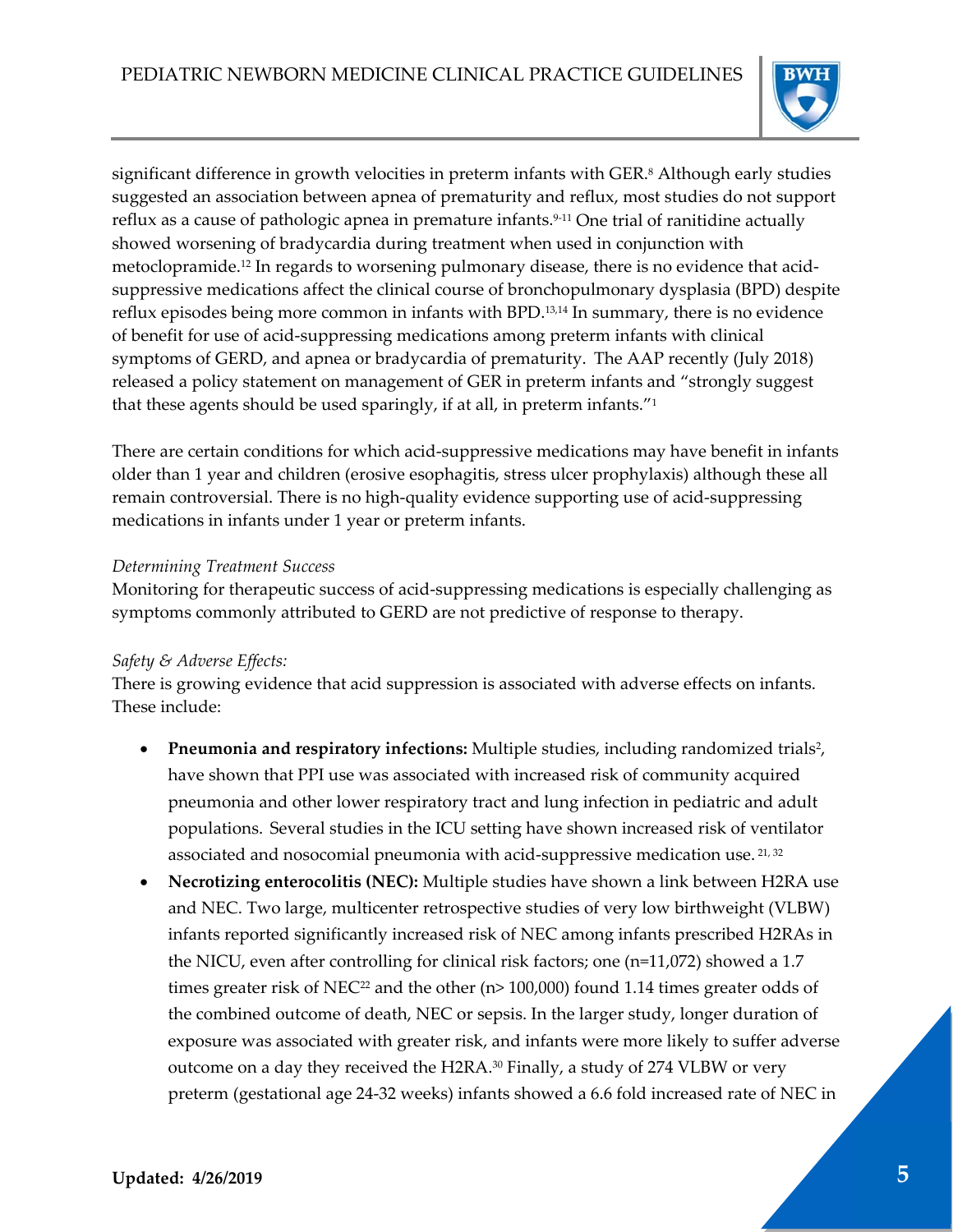significant difference in growth velocities in preterm infants with GER.[8] Although early studies suggested an association between apnea of prematurity and reflux, most studies do not support reflux as a cause of pathologic apnea in premature infants.[9-11] One trial of ranitidine actually showed worsening of bradycardia during treatment when used in conjunction with metoclopramide.[12] In regards to worsening pulmonary disease, there is no evidence that acid-suppressive medications affect the clinical course of bronchopulmonary dysplasia (BPD) despite reflux episodes being more common in infants with BPD.[13,14] In summary, there is no evidence of benefit for use of acid-suppressing medications among preterm infants with clinical symptoms of GERD, and apnea or bradycardia of prematurity. The AAP recently (July 2018) released a policy statement on management of GER in preterm infants and "strongly suggest that these agents should be used sparingly, if at all, in preterm infants."[1]

There are certain conditions for which acid-suppressive medications may have benefit in infants older than 1 year and children (erosive esophagitis, stress ulcer prophylaxis) although these all remain controversial. There is no high-quality evidence supporting use of acid-suppressing medications in infants under 1 year or preterm infants.

*Determining Treatment Success*

Monitoring for therapeutic success of acid-suppressing medications is especially challenging as symptoms commonly attributed to GERD are not predictive of response to therapy.

*Safety & Adverse Effects:*

There is growing evidence that acid suppression is associated with adverse effects on infants. These include:

- **Pneumonia and respiratory infections:** Multiple studies, including randomized trials[2], have shown that PPI use was associated with increased risk of community acquired pneumonia and other lower respiratory tract and lung infection in pediatric and adult populations. Several studies in the ICU setting have shown increased risk of ventilator associated and nosocomial pneumonia with acid-suppressive medication use.[21, 32]
- **Necrotizing enterocolitis (NEC):** Multiple studies have shown a link between H2RA use and NEC. Two large, multicenter retrospective studies of very low birthweight (VLBW) infants reported significantly increased risk of NEC among infants prescribed H2RAs in the NICU, even after controlling for clinical risk factors; one (n=11,072) showed a 1.7 times greater risk of NEC[22] and the other (n> 100,000) found 1.14 times greater odds of the combined outcome of death, NEC or sepsis. In the larger study, longer duration of exposure was associated with greater risk, and infants were more likely to suffer adverse outcome on a day they received the H2RA.[30] Finally, a study of 274 VLBW or very preterm (gestational age 24-32 weeks) infants showed a 6.6 fold increased rate of NEC in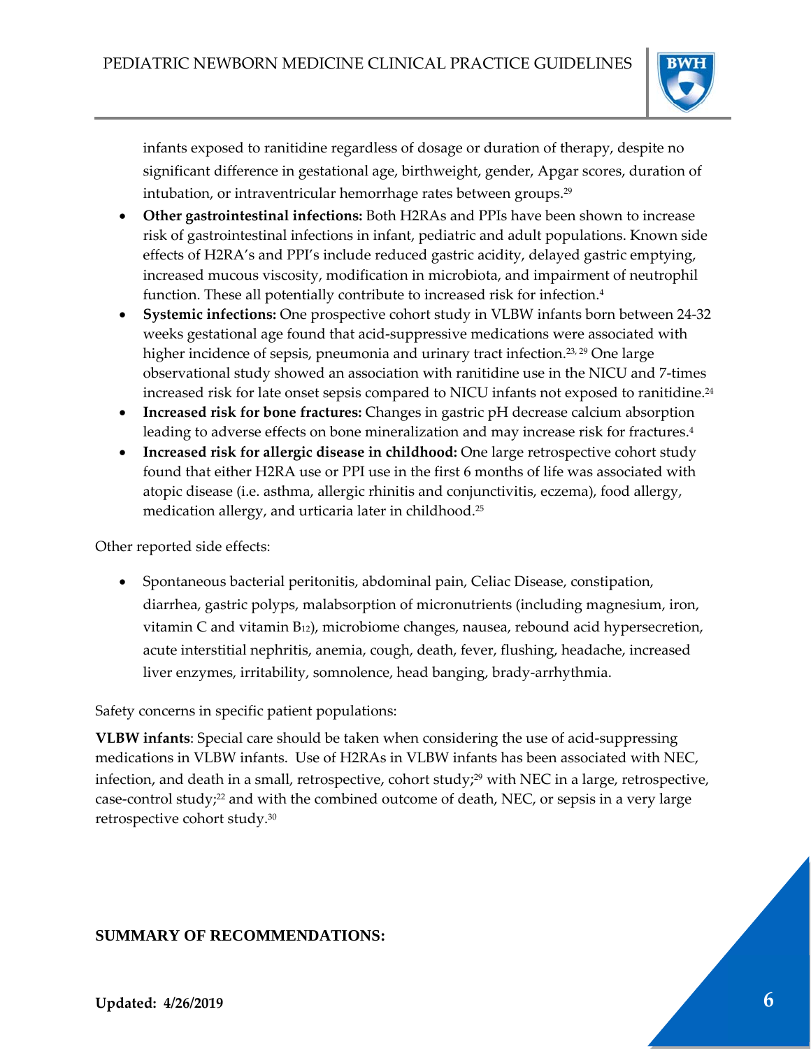infants exposed to ranitidine regardless of dosage or duration of therapy, despite no significant difference in gestational age, birthweight, gender, Apgar scores, duration of intubation, or intraventricular hemorrhage rates between groups.[29]

- **Other gastrointestinal infections:** Both H2RAs and PPIs have been shown to increase risk of gastrointestinal infections in infant, pediatric and adult populations. Known side effects of H2RA's and PPI's include reduced gastric acidity, delayed gastric emptying, increased mucous viscosity, modification in microbiota, and impairment of neutrophil function. These all potentially contribute to increased risk for infection.[4]
- **Systemic infections:** One prospective cohort study in VLBW infants born between 24-32 weeks gestational age found that acid-suppressive medications were associated with higher incidence of sepsis, pneumonia and urinary tract infection.[23, 29] One large observational study showed an association with ranitidine use in the NICU and 7-times increased risk for late onset sepsis compared to NICU infants not exposed to ranitidine.[24]
- **Increased risk for bone fractures:** Changes in gastric pH decrease calcium absorption leading to adverse effects on bone mineralization and may increase risk for fractures.[4]
- **Increased risk for allergic disease in childhood:** One large retrospective cohort study found that either H2RA use or PPI use in the first 6 months of life was associated with atopic disease (i.e. asthma, allergic rhinitis and conjunctivitis, eczema), food allergy, medication allergy, and urticaria later in childhood.[25]

Other reported side effects:

- Spontaneous bacterial peritonitis, abdominal pain, Celiac Disease, constipation, diarrhea, gastric polyps, malabsorption of micronutrients (including magnesium, iron, vitamin C and vitamin $B_{12}$), microbiome changes, nausea, rebound acid hypersecretion, acute interstitial nephritis, anemia, cough, death, fever, flushing, headache, increased liver enzymes, irritability, somnolence, head banging, brady-arrhythmia.

Safety concerns in specific patient populations:

**VLBW infants**: Special care should be taken when considering the use of acid-suppressing medications in VLBW infants. Use of H2RAs in VLBW infants has been associated with NEC, infection, and death in a small, retrospective, cohort study;[29] with NEC in a large, retrospective, case-control study;[22] and with the combined outcome of death, NEC, or sepsis in a very large retrospective cohort study.[30]

## SUMMARY OF RECOMMENDATIONS: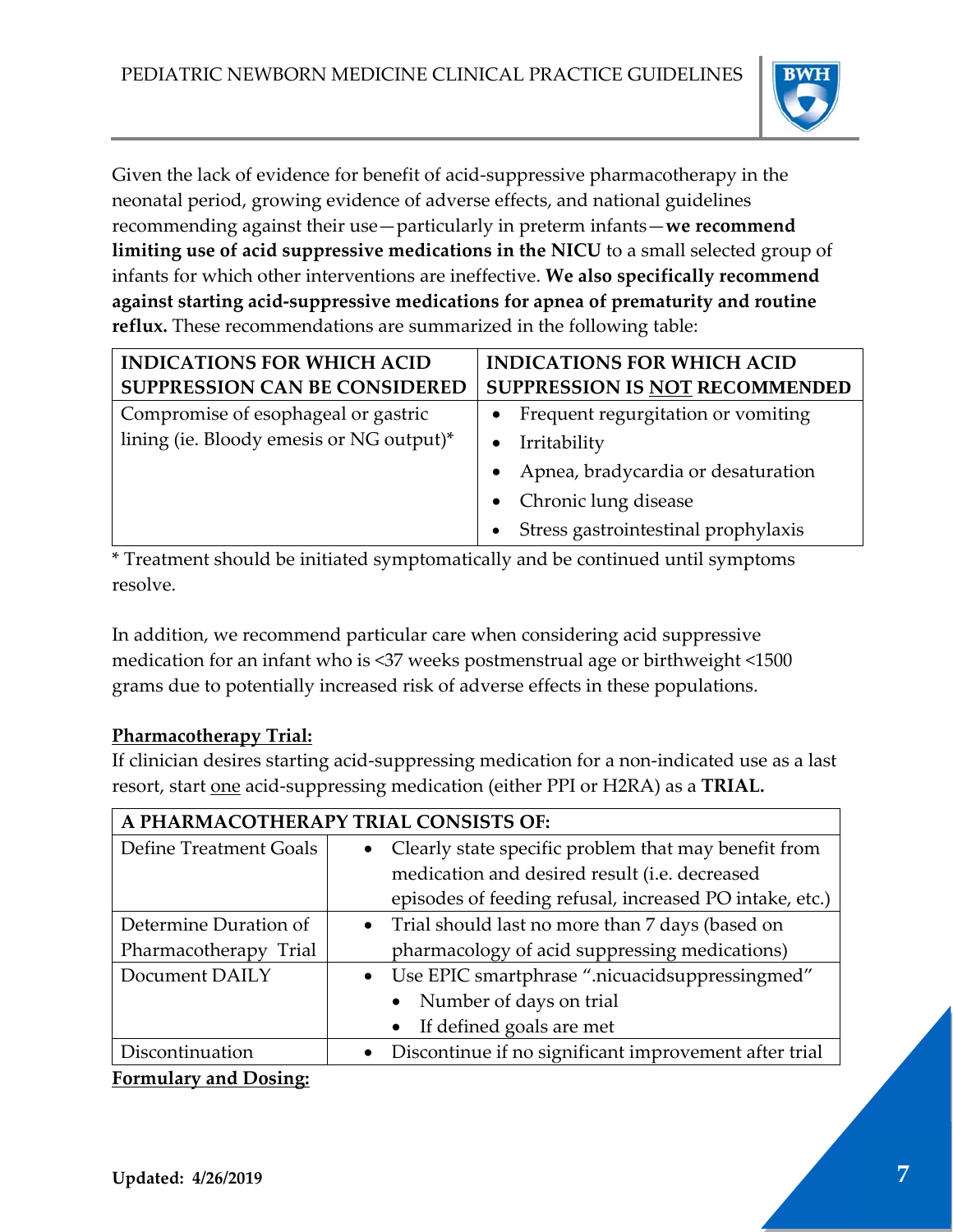Given the lack of evidence for benefit of acid-suppressive pharmacotherapy in the neonatal period, growing evidence of adverse effects, and national guidelines recommending against their use—particularly in preterm infants—**we recommend limiting use of acid suppressive medications in the NICU** to a small selected group of infants for which other interventions are ineffective. **We also specifically recommend against starting acid-suppressive medications for apnea of prematurity and routine reflux.** These recommendations are summarized in the following table:

| INDICATIONS FOR WHICH ACID SUPPRESSION CAN BE CONSIDERED | INDICATIONS FOR WHICH ACID SUPPRESSION IS <u>NOT</u> RECOMMENDED |
|---|---|
| Compromise of esophageal or gastric lining (ie. Bloody emesis or NG output)* | • Frequent regurgitation or vomiting<br>• Irritability<br>• Apnea, bradycardia or desaturation<br>• Chronic lung disease<br>• Stress gastrointestinal prophylaxis |

\* Treatment should be initiated symptomatically and be continued until symptoms resolve.

In addition, we recommend particular care when considering acid suppressive medication for an infant who is <37 weeks postmenstrual age or birthweight <1500 grams due to potentially increased risk of adverse effects in these populations.

**<u>Pharmacotherapy Trial:</u>**

If clinician desires starting acid-suppressing medication for a non-indicated use as a last resort, start <u>one</u> acid-suppressing medication (either PPI or H2RA) as a **TRIAL.**

| A PHARMACOTHERAPY TRIAL CONSISTS OF: | |
|---|---|
| Define Treatment Goals | • Clearly state specific problem that may benefit from medication and desired result (i.e. decreased episodes of feeding refusal, increased PO intake, etc.) |
| Determine Duration of Pharmacotherapy Trial | • Trial should last no more than 7 days (based on pharmacology of acid suppressing medications) |
| Document DAILY | • Use EPIC smartphrase ".nicuacidsuppressingmed"<br>  • Number of days on trial<br>  • If defined goals are met |
| Discontinuation | • Discontinue if no significant improvement after trial |

**<u>Formulary and Dosing:</u>**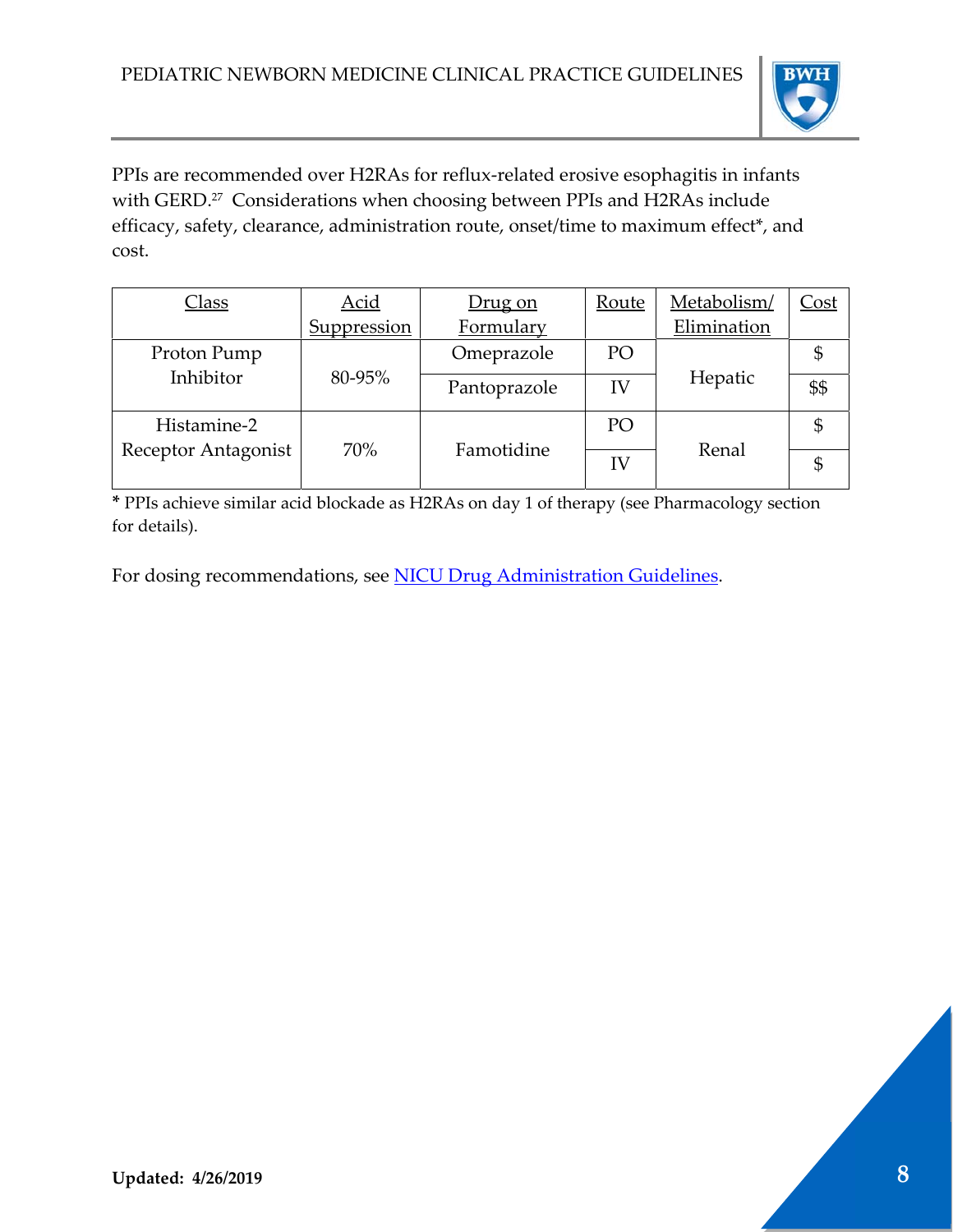PPIs are recommended over H2RAs for reflux-related erosive esophagitis in infants with GERD.[27] Considerations when choosing between PPIs and H2RAs include efficacy, safety, clearance, administration route, onset/time to maximum effect*, and cost.

| Class | Acid Suppression | Drug on Formulary | Route | Metabolism/ Elimination | Cost |
|---|---|---|---|---|---|
| Proton Pump Inhibitor | 80-95% | Omeprazole | PO | Hepatic | $ |
| | | Pantoprazole | IV | | $$ |
| Histamine-2 Receptor Antagonist | 70% | Famotidine | PO | Renal | $ |
| | | | IV | | $ |

* PPIs achieve similar acid blockade as H2RAs on day 1 of therapy (see Pharmacology section for details).

For dosing recommendations, see NICU Drug Administration Guidelines.

**Updated: 4/26/2019**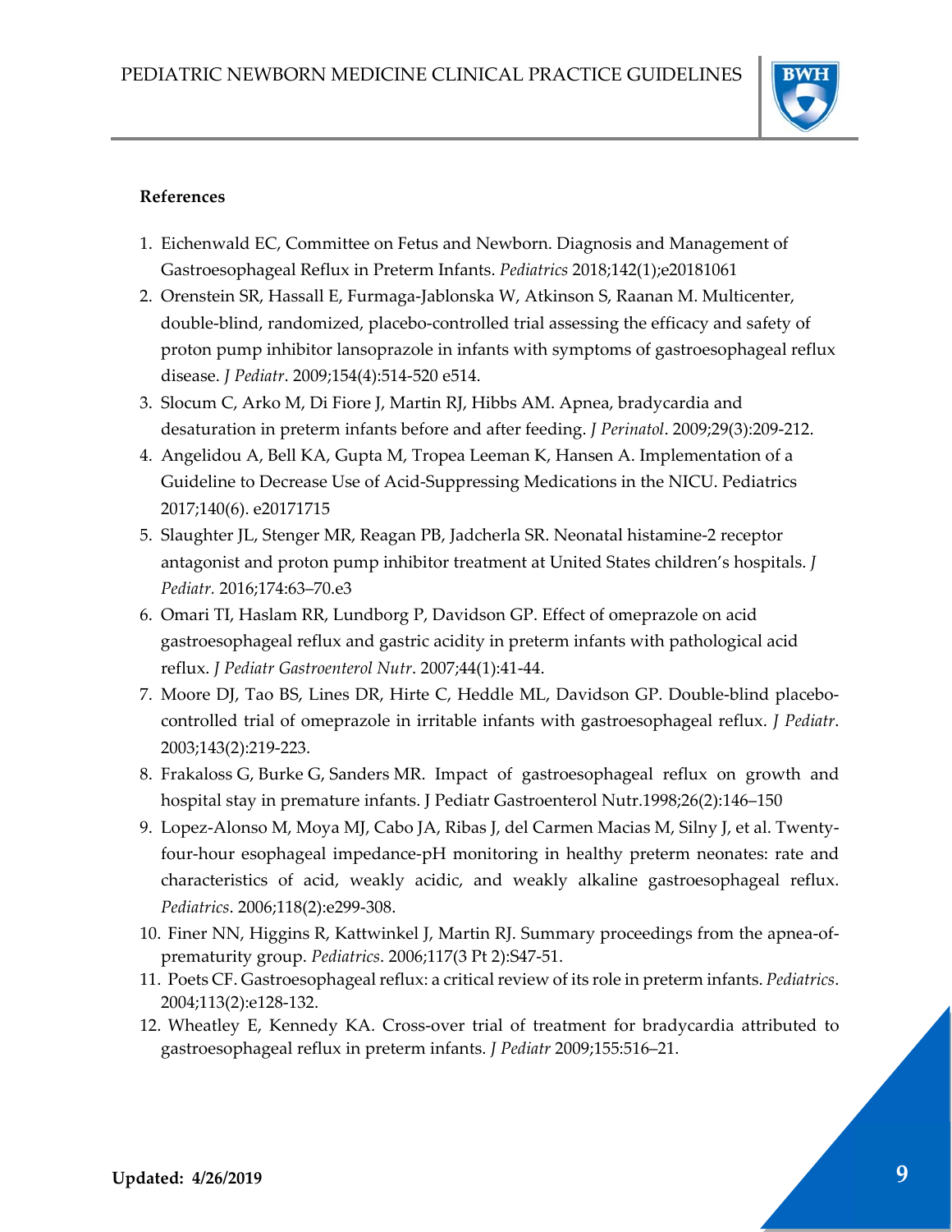**References**

1. Eichenwald EC, Committee on Fetus and Newborn. Diagnosis and Management of Gastroesophageal Reflux in Preterm Infants. *Pediatrics* 2018;142(1);e20181061
2. Orenstein SR, Hassall E, Furmaga-Jablonska W, Atkinson S, Raanan M. Multicenter, double-blind, randomized, placebo-controlled trial assessing the efficacy and safety of proton pump inhibitor lansoprazole in infants with symptoms of gastroesophageal reflux disease. *J Pediatr*. 2009;154(4):514-520 e514.
3. Slocum C, Arko M, Di Fiore J, Martin RJ, Hibbs AM. Apnea, bradycardia and desaturation in preterm infants before and after feeding. *J Perinatol*. 2009;29(3):209-212.
4. Angelidou A, Bell KA, Gupta M, Tropea Leeman K, Hansen A. Implementation of a Guideline to Decrease Use of Acid-Suppressing Medications in the NICU. Pediatrics 2017;140(6). e20171715
5. Slaughter JL, Stenger MR, Reagan PB, Jadcherla SR. Neonatal histamine-2 receptor antagonist and proton pump inhibitor treatment at United States children's hospitals. *J Pediatr.* 2016;174:63–70.e3
6. Omari TI, Haslam RR, Lundborg P, Davidson GP. Effect of omeprazole on acid gastroesophageal reflux and gastric acidity in preterm infants with pathological acid reflux. *J Pediatr Gastroenterol Nutr*. 2007;44(1):41-44.
7. Moore DJ, Tao BS, Lines DR, Hirte C, Heddle ML, Davidson GP. Double-blind placebo-controlled trial of omeprazole in irritable infants with gastroesophageal reflux. *J Pediatr*. 2003;143(2):219-223.
8. Frakaloss G, Burke G, Sanders MR. Impact of gastroesophageal reflux on growth and hospital stay in premature infants. J Pediatr Gastroenterol Nutr.1998;26(2):146–150
9. Lopez-Alonso M, Moya MJ, Cabo JA, Ribas J, del Carmen Macias M, Silny J, et al. Twenty-four-hour esophageal impedance-pH monitoring in healthy preterm neonates: rate and characteristics of acid, weakly acidic, and weakly alkaline gastroesophageal reflux. *Pediatrics*. 2006;118(2):e299-308.
10. Finer NN, Higgins R, Kattwinkel J, Martin RJ. Summary proceedings from the apnea-of-prematurity group. *Pediatrics*. 2006;117(3 Pt 2):S47-51.
11. Poets CF. Gastroesophageal reflux: a critical review of its role in preterm infants. *Pediatrics*. 2004;113(2):e128-132.
12. Wheatley E, Kennedy KA. Cross-over trial of treatment for bradycardia attributed to gastroesophageal reflux in preterm infants. *J Pediatr* 2009;155:516–21.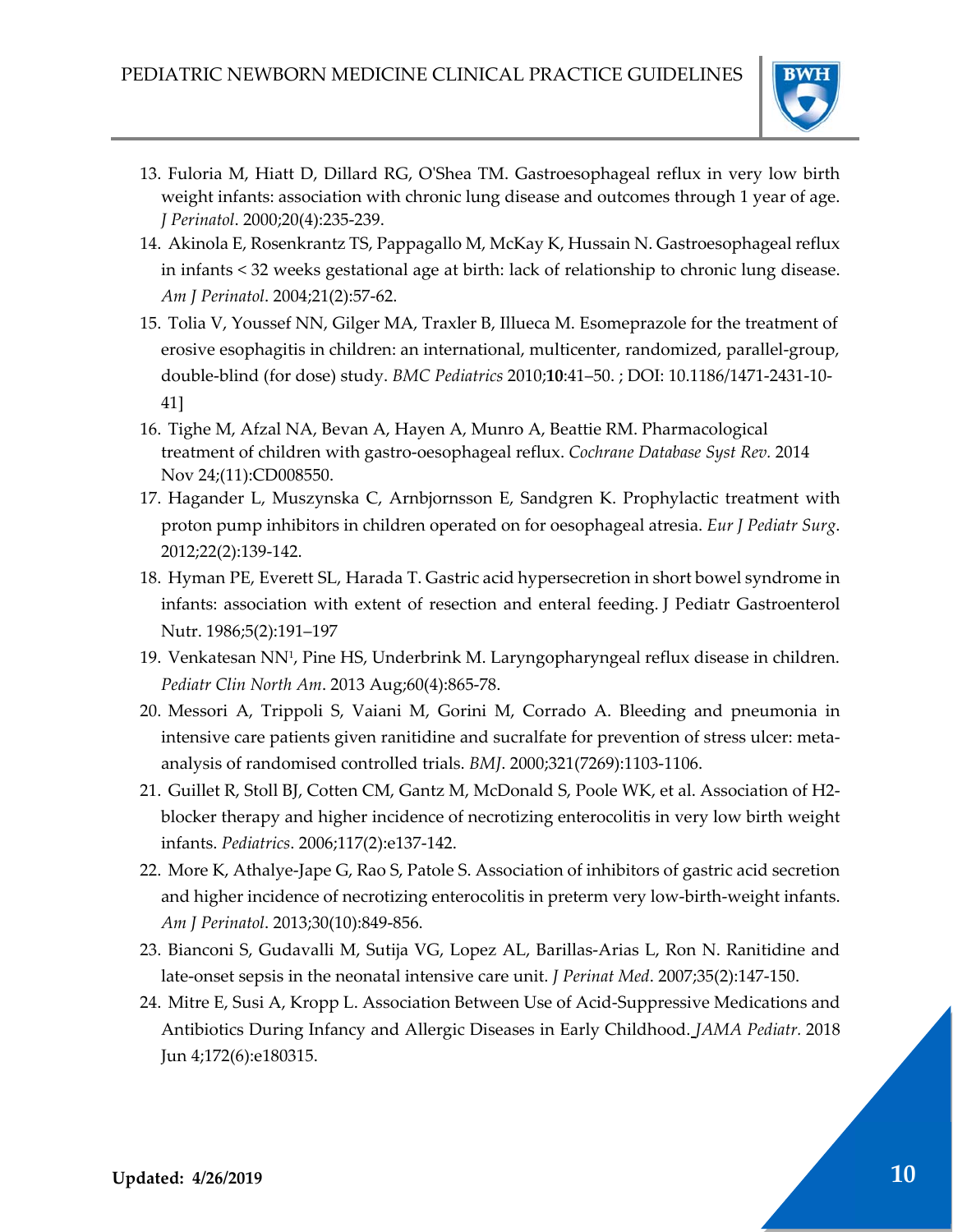13. Fuloria M, Hiatt D, Dillard RG, O'Shea TM. Gastroesophageal reflux in very low birth weight infants: association with chronic lung disease and outcomes through 1 year of age. *J Perinatol*. 2000;20(4):235-239.
14. Akinola E, Rosenkrantz TS, Pappagallo M, McKay K, Hussain N. Gastroesophageal reflux in infants < 32 weeks gestational age at birth: lack of relationship to chronic lung disease. *Am J Perinatol*. 2004;21(2):57-62.
15. Tolia V, Youssef NN, Gilger MA, Traxler B, Illueca M. Esomeprazole for the treatment of erosive esophagitis in children: an international, multicenter, randomized, parallel-group, double-blind (for dose) study. *BMC Pediatrics* 2010;**10**:41–50. ; DOI: 10.1186/1471-2431-10-41]
16. Tighe M, Afzal NA, Bevan A, Hayen A, Munro A, Beattie RM. Pharmacological treatment of children with gastro-oesophageal reflux. *Cochrane Database Syst Rev*. 2014 Nov 24;(11):CD008550.
17. Hagander L, Muszynska C, Arnbjornsson E, Sandgren K. Prophylactic treatment with proton pump inhibitors in children operated on for oesophageal atresia. *Eur J Pediatr Surg*. 2012;22(2):139-142.
18. Hyman PE, Everett SL, Harada T. Gastric acid hypersecretion in short bowel syndrome in infants: association with extent of resection and enteral feeding. J Pediatr Gastroenterol Nutr. 1986;5(2):191–197
19. Venkatesan NN[1], Pine HS, Underbrink M. Laryngopharyngeal reflux disease in children. *Pediatr Clin North Am*. 2013 Aug;60(4):865-78.
20. Messori A, Trippoli S, Vaiani M, Gorini M, Corrado A. Bleeding and pneumonia in intensive care patients given ranitidine and sucralfate for prevention of stress ulcer: meta-analysis of randomised controlled trials. *BMJ*. 2000;321(7269):1103-1106.
21. Guillet R, Stoll BJ, Cotten CM, Gantz M, McDonald S, Poole WK, et al. Association of H2-blocker therapy and higher incidence of necrotizing enterocolitis in very low birth weight infants. *Pediatrics*. 2006;117(2):e137-142.
22. More K, Athalye-Jape G, Rao S, Patole S. Association of inhibitors of gastric acid secretion and higher incidence of necrotizing enterocolitis in preterm very low-birth-weight infants. *Am J Perinatol*. 2013;30(10):849-856.
23. Bianconi S, Gudavalli M, Sutija VG, Lopez AL, Barillas-Arias L, Ron N. Ranitidine and late-onset sepsis in the neonatal intensive care unit. *J Perinat Med*. 2007;35(2):147-150.
24. Mitre E, Susi A, Kropp L. Association Between Use of Acid-Suppressive Medications and Antibiotics During Infancy and Allergic Diseases in Early Childhood. *JAMA Pediatr.* 2018 Jun 4;172(6):e180315.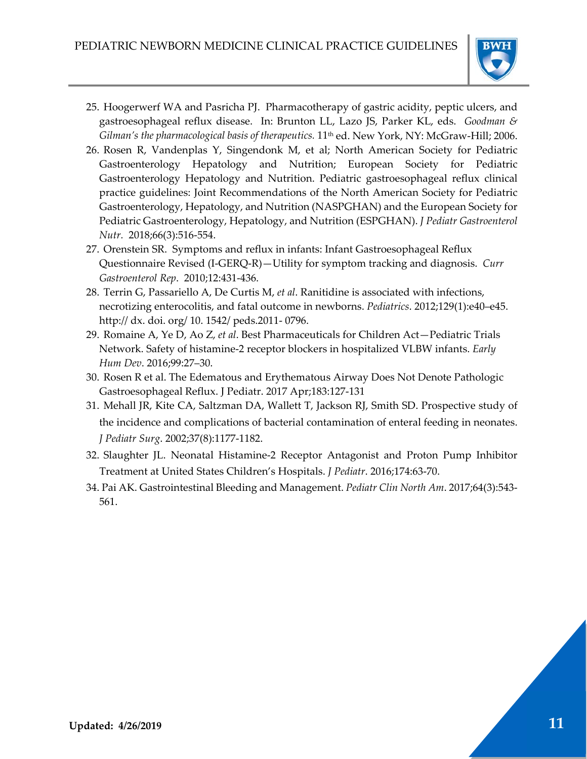25. Hoogerwerf WA and Pasricha PJ. Pharmacotherapy of gastric acidity, peptic ulcers, and gastroesophageal reflux disease. In: Brunton LL, Lazo JS, Parker KL, eds. *Goodman & Gilman's the pharmacological basis of therapeutics.* 11th ed. New York, NY: McGraw-Hill; 2006.
26. Rosen R, Vandenplas Y, Singendonk M, et al; North American Society for Pediatric Gastroenterology Hepatology and Nutrition; European Society for Pediatric Gastroenterology Hepatology and Nutrition. Pediatric gastroesophageal reflux clinical practice guidelines: Joint Recommendations of the North American Society for Pediatric Gastroenterology, Hepatology, and Nutrition (NASPGHAN) and the European Society for Pediatric Gastroenterology, Hepatology, and Nutrition (ESPGHAN). *J Pediatr Gastroenterol Nutr.* 2018;66(3):516-554.
27. Orenstein SR. Symptoms and reflux in infants: Infant Gastroesophageal Reflux Questionnaire Revised (I-GERQ-R)—Utility for symptom tracking and diagnosis. *Curr Gastroenterol Rep*. 2010;12:431-436.
28. Terrin G, Passariello A, De Curtis M, *et al*. Ranitidine is associated with infections, necrotizing enterocolitis, and fatal outcome in newborns. *Pediatrics*. 2012;129(1):e40–e45. http:// dx. doi. org/ 10. 1542/ peds.2011- 0796.
29. Romaine A, Ye D, Ao Z, *et al*. Best Pharmaceuticals for Children Act—Pediatric Trials Network. Safety of histamine-2 receptor blockers in hospitalized VLBW infants. *Early Hum Dev*. 2016;99:27–30.
30. Rosen R et al. The Edematous and Erythematous Airway Does Not Denote Pathologic Gastroesophageal Reflux. J Pediatr. 2017 Apr;183:127-131
31. Mehall JR, Kite CA, Saltzman DA, Wallett T, Jackson RJ, Smith SD. Prospective study of the incidence and complications of bacterial contamination of enteral feeding in neonates. *J Pediatr Surg*. 2002;37(8):1177-1182.
32. Slaughter JL. Neonatal Histamine-2 Receptor Antagonist and Proton Pump Inhibitor Treatment at United States Children's Hospitals. *J Pediatr*. 2016;174:63-70.
34. Pai AK. Gastrointestinal Bleeding and Management. *Pediatr Clin North Am*. 2017;64(3):543-561.